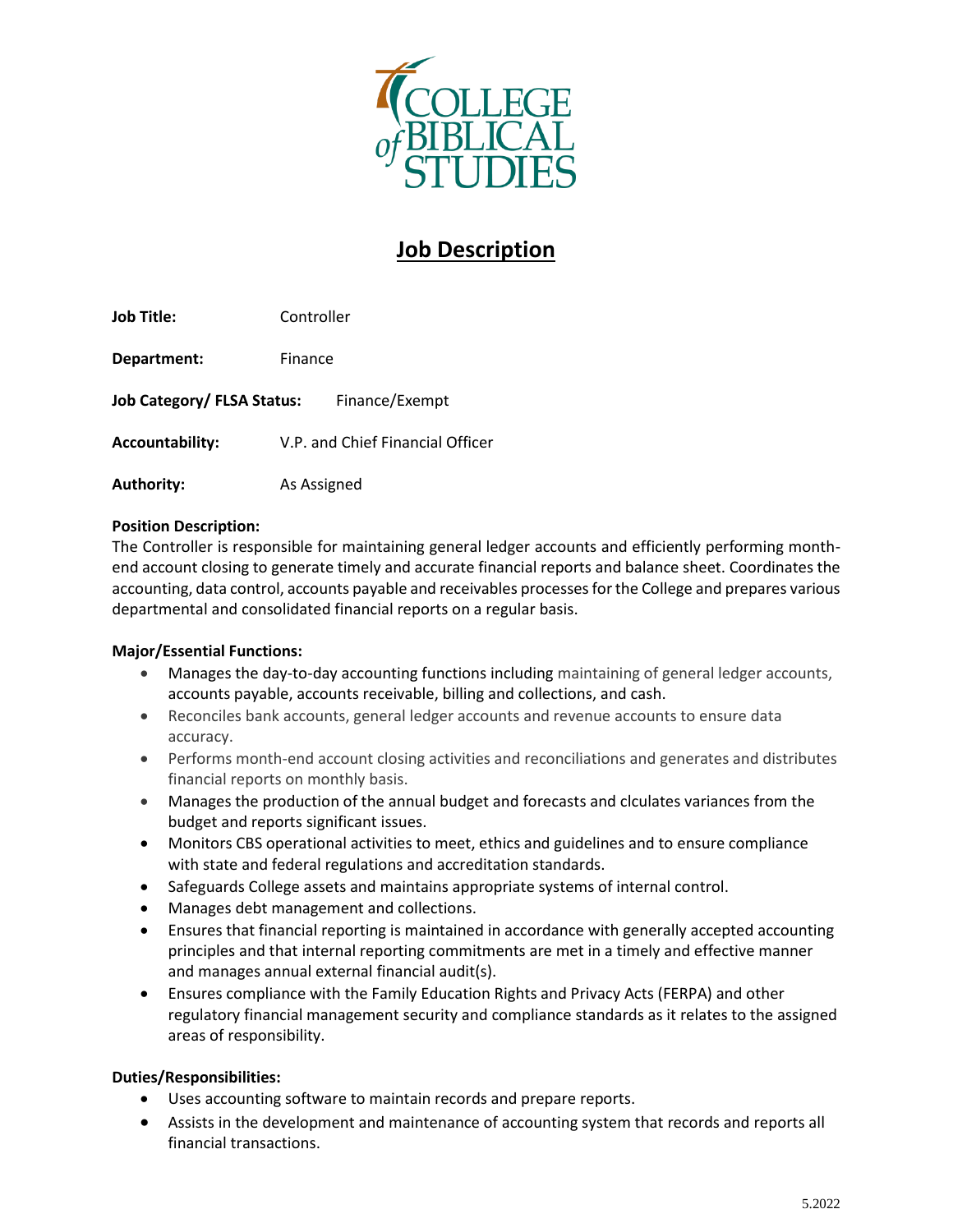COLLEGE of BIBLICAL STUDIES

# Job Description

**Job Title:** Controller

**Department:** Finance

**Job Category/ FLSA Status:** Finance/Exempt

**Accountability:** V.P. and Chief Financial Officer

**Authority:** As Assigned

**Position Description:**
The Controller is responsible for maintaining general ledger accounts and efficiently performing month-end account closing to generate timely and accurate financial reports and balance sheet. Coordinates the accounting, data control, accounts payable and receivables processes for the College and prepares various departmental and consolidated financial reports on a regular basis.

**Major/Essential Functions:**

- Manages the day-to-day accounting functions including maintaining of general ledger accounts, accounts payable, accounts receivable, billing and collections, and cash.
- Reconciles bank accounts, general ledger accounts and revenue accounts to ensure data accuracy.
- Performs month-end account closing activities and reconciliations and generates and distributes financial reports on monthly basis.
- Manages the production of the annual budget and forecasts and clculates variances from the budget and reports significant issues.
- Monitors CBS operational activities to meet, ethics and guidelines and to ensure compliance with state and federal regulations and accreditation standards.
- Safeguards College assets and maintains appropriate systems of internal control.
- Manages debt management and collections.
- Ensures that financial reporting is maintained in accordance with generally accepted accounting principles and that internal reporting commitments are met in a timely and effective manner and manages annual external financial audit(s).
- Ensures compliance with the Family Education Rights and Privacy Acts (FERPA) and other regulatory financial management security and compliance standards as it relates to the assigned areas of responsibility.

**Duties/Responsibilities:**

- Uses accounting software to maintain records and prepare reports.
- Assists in the development and maintenance of accounting system that records and reports all financial transactions.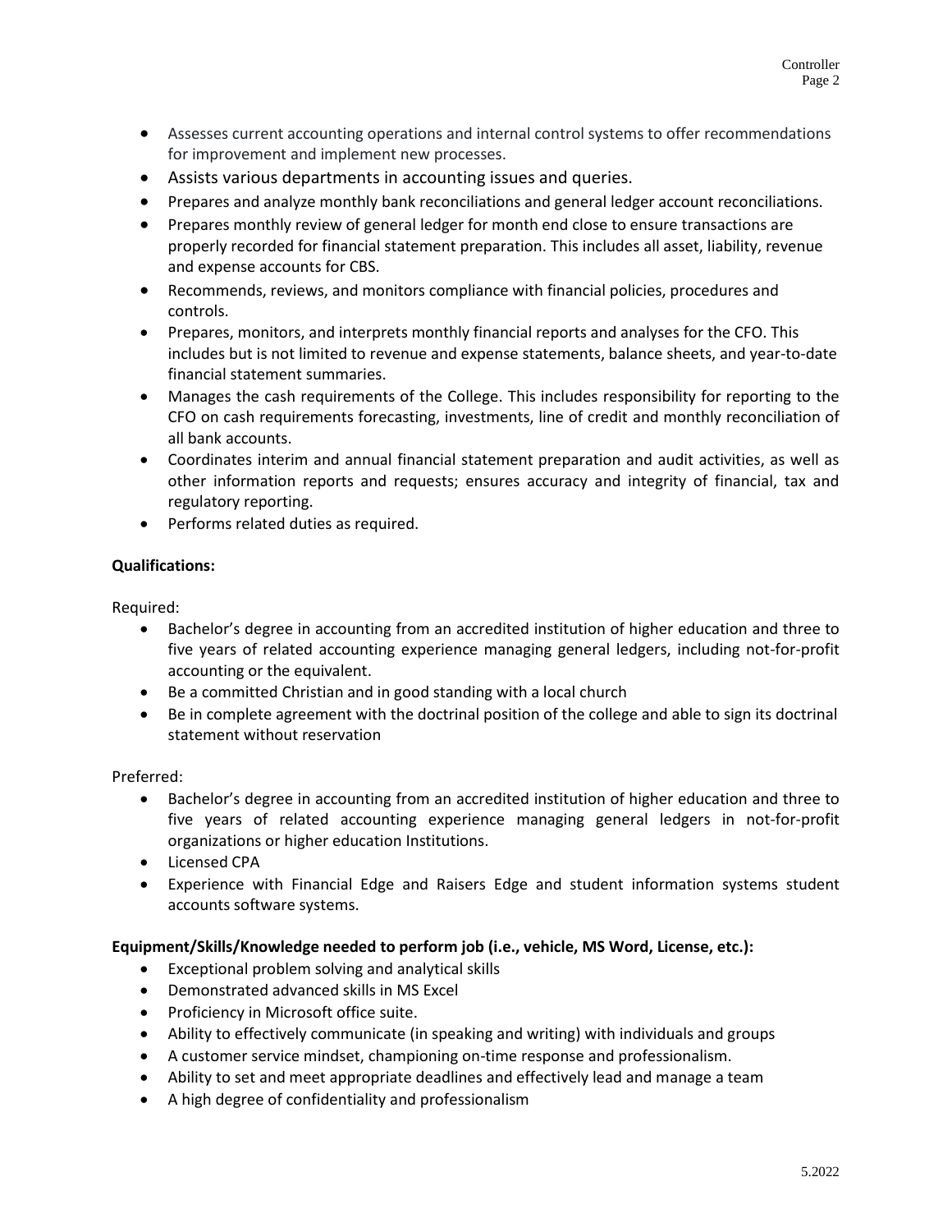- Assesses current accounting operations and internal control systems to offer recommendations for improvement and implement new processes.
- Assists various departments in accounting issues and queries.
- Prepares and analyze monthly bank reconciliations and general ledger account reconciliations.
- Prepares monthly review of general ledger for month end close to ensure transactions are properly recorded for financial statement preparation. This includes all asset, liability, revenue and expense accounts for CBS.
- Recommends, reviews, and monitors compliance with financial policies, procedures and controls.
- Prepares, monitors, and interprets monthly financial reports and analyses for the CFO. This includes but is not limited to revenue and expense statements, balance sheets, and year-to-date financial statement summaries.
- Manages the cash requirements of the College. This includes responsibility for reporting to the CFO on cash requirements forecasting, investments, line of credit and monthly reconciliation of all bank accounts.
- Coordinates interim and annual financial statement preparation and audit activities, as well as other information reports and requests; ensures accuracy and integrity of financial, tax and regulatory reporting.
- Performs related duties as required.

**Qualifications:**

Required:

- Bachelor's degree in accounting from an accredited institution of higher education and three to five years of related accounting experience managing general ledgers, including not-for-profit accounting or the equivalent.
- Be a committed Christian and in good standing with a local church
- Be in complete agreement with the doctrinal position of the college and able to sign its doctrinal statement without reservation

Preferred:

- Bachelor's degree in accounting from an accredited institution of higher education and three to five years of related accounting experience managing general ledgers in not-for-profit organizations or higher education Institutions.
- Licensed CPA
- Experience with Financial Edge and Raisers Edge and student information systems student accounts software systems.

**Equipment/Skills/Knowledge needed to perform job (i.e., vehicle, MS Word, License, etc.):**

- Exceptional problem solving and analytical skills
- Demonstrated advanced skills in MS Excel
- Proficiency in Microsoft office suite.
- Ability to effectively communicate (in speaking and writing) with individuals and groups
- A customer service mindset, championing on-time response and professionalism.
- Ability to set and meet appropriate deadlines and effectively lead and manage a team
- A high degree of confidentiality and professionalism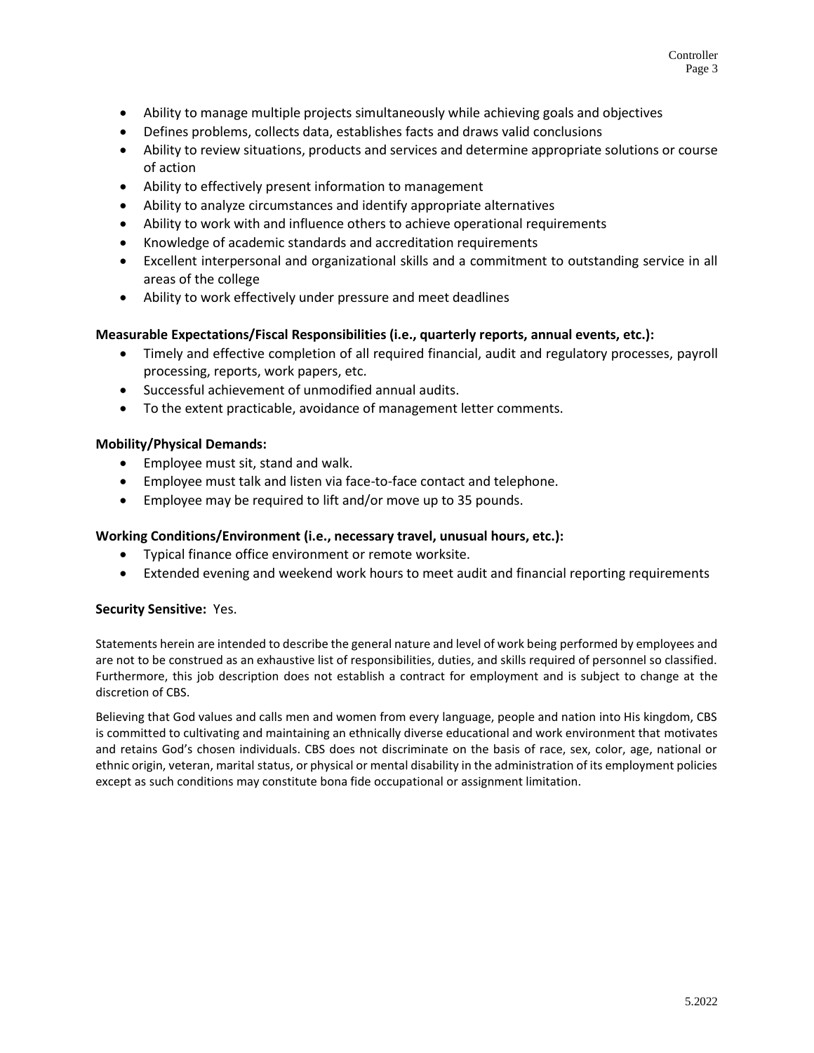- Ability to manage multiple projects simultaneously while achieving goals and objectives
- Defines problems, collects data, establishes facts and draws valid conclusions
- Ability to review situations, products and services and determine appropriate solutions or course of action
- Ability to effectively present information to management
- Ability to analyze circumstances and identify appropriate alternatives
- Ability to work with and influence others to achieve operational requirements
- Knowledge of academic standards and accreditation requirements
- Excellent interpersonal and organizational skills and a commitment to outstanding service in all areas of the college
- Ability to work effectively under pressure and meet deadlines

**Measurable Expectations/Fiscal Responsibilities (i.e., quarterly reports, annual events, etc.):**

- Timely and effective completion of all required financial, audit and regulatory processes, payroll processing, reports, work papers, etc.
- Successful achievement of unmodified annual audits.
- To the extent practicable, avoidance of management letter comments.

**Mobility/Physical Demands:**

- Employee must sit, stand and walk.
- Employee must talk and listen via face-to-face contact and telephone.
- Employee may be required to lift and/or move up to 35 pounds.

**Working Conditions/Environment (i.e., necessary travel, unusual hours, etc.):**

- Typical finance office environment or remote worksite.
- Extended evening and weekend work hours to meet audit and financial reporting requirements

**Security Sensitive:** Yes.

Statements herein are intended to describe the general nature and level of work being performed by employees and are not to be construed as an exhaustive list of responsibilities, duties, and skills required of personnel so classified. Furthermore, this job description does not establish a contract for employment and is subject to change at the discretion of CBS.

Believing that God values and calls men and women from every language, people and nation into His kingdom, CBS is committed to cultivating and maintaining an ethnically diverse educational and work environment that motivates and retains God's chosen individuals. CBS does not discriminate on the basis of race, sex, color, age, national or ethnic origin, veteran, marital status, or physical or mental disability in the administration of its employment policies except as such conditions may constitute bona fide occupational or assignment limitation.

5.2022